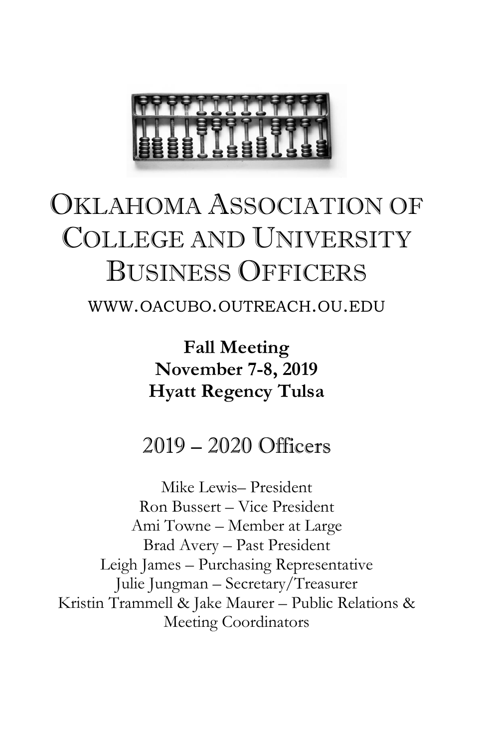# Oklahoma Association of College and University Business Officers

WWW.OACUBO.OUTREACH.OU.EDU

**Fall Meeting**
**November 7-8, 2019**
**Hyatt Regency Tulsa**

## 2019 – 2020 Officers

Mike Lewis– President
Ron Bussert – Vice President
Ami Towne – Member at Large
Brad Avery – Past President
Leigh James – Purchasing Representative
Julie Jungman – Secretary/Treasurer
Kristin Trammell & Jake Maurer – Public Relations & Meeting Coordinators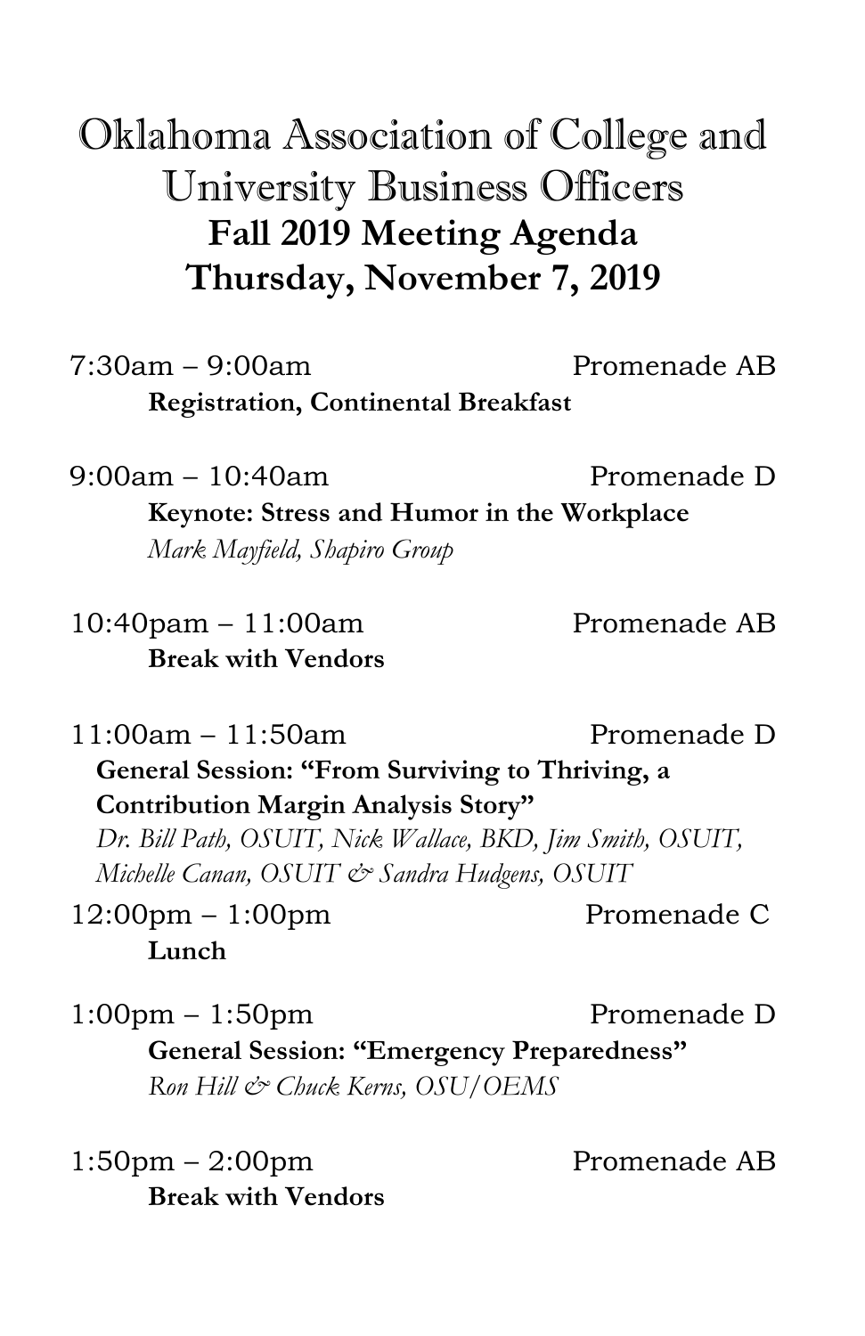# Oklahoma Association of College and University Business Officers

## Fall 2019 Meeting Agenda

## Thursday, November 7, 2019

7:30am – 9:00am Promenade AB

**Registration, Continental Breakfast**

9:00am – 10:40am Promenade D

**Keynote: Stress and Humor in the Workplace**

*Mark Mayfield, Shapiro Group*

10:40pam – 11:00am Promenade AB

**Break with Vendors**

11:00am – 11:50am Promenade D

**General Session: "From Surviving to Thriving, a Contribution Margin Analysis Story"**

*Dr. Bill Path, OSUIT, Nick Wallace, BKD, Jim Smith, OSUIT, Michelle Canan, OSUIT & Sandra Hudgens, OSUIT*

12:00pm – 1:00pm Promenade C

**Lunch**

1:00pm – 1:50pm Promenade D

**General Session: "Emergency Preparedness"**

*Ron Hill & Chuck Kerns, OSU/OEMS*

1:50pm – 2:00pm Promenade AB

**Break with Vendors**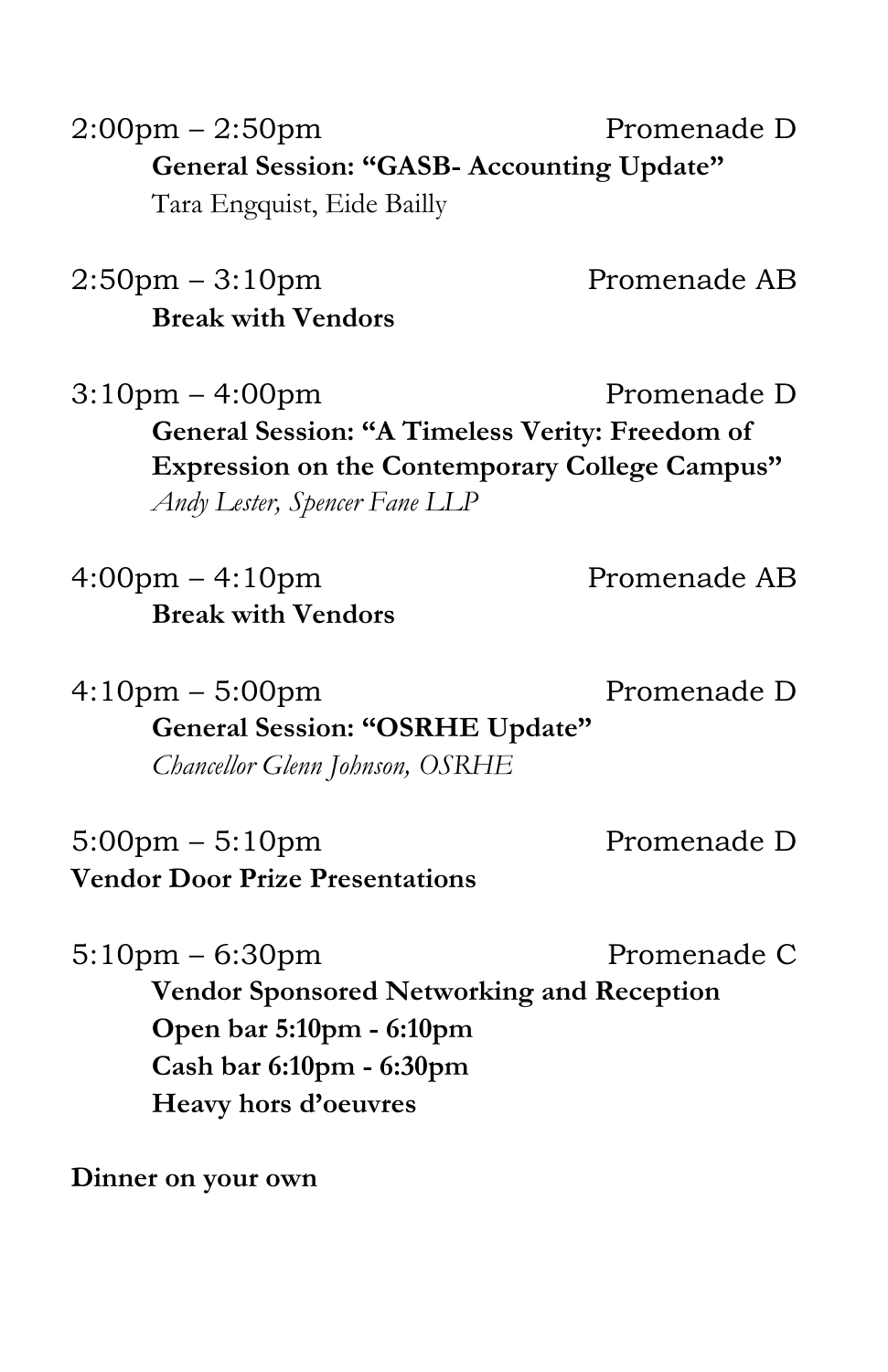2:00pm – 2:50pm Promenade D

**General Session: "GASB- Accounting Update"**
Tara Engquist, Eide Bailly

2:50pm – 3:10pm Promenade AB

**Break with Vendors**

3:10pm – 4:00pm Promenade D

**General Session: "A Timeless Verity: Freedom of Expression on the Contemporary College Campus"**
*Andy Lester, Spencer Fane LLP*

4:00pm – 4:10pm Promenade AB

**Break with Vendors**

4:10pm – 5:00pm Promenade D

**General Session: "OSRHE Update"**
*Chancellor Glenn Johnson, OSRHE*

5:00pm – 5:10pm Promenade D

**Vendor Door Prize Presentations**

5:10pm – 6:30pm Promenade C

**Vendor Sponsored Networking and Reception**
**Open bar 5:10pm - 6:10pm**
**Cash bar 6:10pm - 6:30pm**
**Heavy hors d'oeuvres**

**Dinner on your own**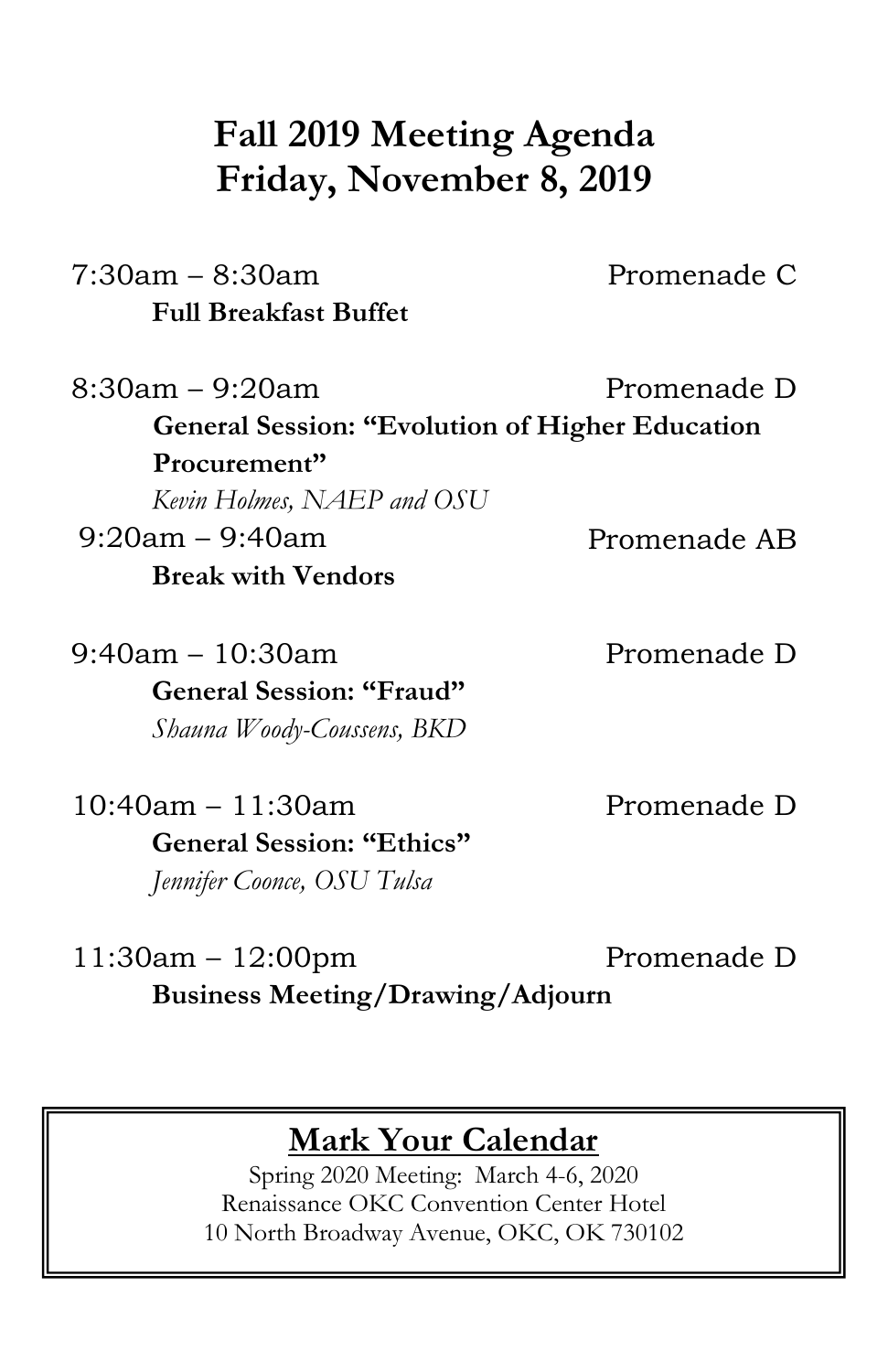# Fall 2019 Meeting Agenda
# Friday, November 8, 2019

7:30am – 8:30am — Promenade C

**Full Breakfast Buffet**

8:30am – 9:20am — Promenade D

**General Session: "Evolution of Higher Education Procurement"**

*Kevin Holmes, NAEP and OSU*

9:20am – 9:40am — Promenade AB

**Break with Vendors**

9:40am – 10:30am — Promenade D

**General Session: "Fraud"**

*Shauna Woody-Coussens, BKD*

10:40am – 11:30am — Promenade D

**General Session: "Ethics"**

*Jennifer Coonce, OSU Tulsa*

11:30am – 12:00pm — Promenade D

**Business Meeting/Drawing/Adjourn**

## Mark Your Calendar

Spring 2020 Meeting: March 4-6, 2020
Renaissance OKC Convention Center Hotel
10 North Broadway Avenue, OKC, OK 730102